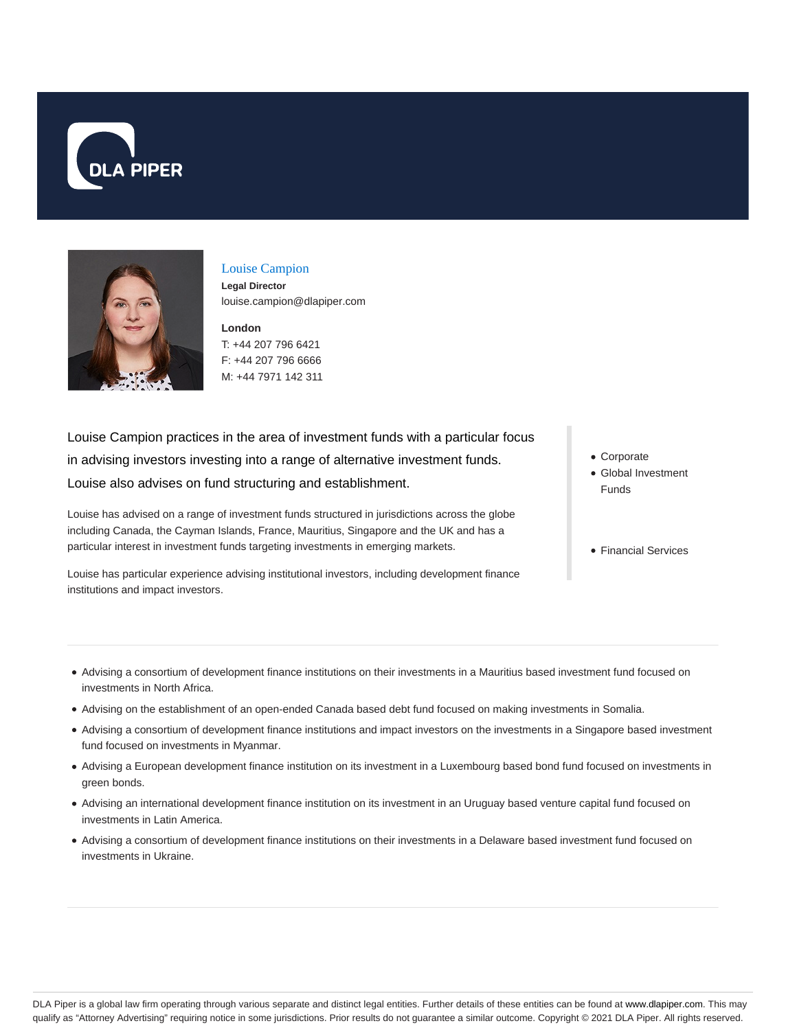# Louise Campion

**Legal Director**

louise.campion@dlapiper.com

**London**

T: +44 207 796 6421

F: +44 207 796 6666

M: +44 7971 142 311

Louise Campion practices in the area of investment funds with a particular focus in advising investors investing into a range of alternative investment funds. Louise also advises on fund structuring and establishment.

Louise has advised on a range of investment funds structured in jurisdictions across the globe including Canada, the Cayman Islands, France, Mauritius, Singapore and the UK and has a particular interest in investment funds targeting investments in emerging markets.

Louise has particular experience advising institutional investors, including development finance institutions and impact investors.

- Corporate
- Global Investment Funds

- Financial Services

---

- Advising a consortium of development finance institutions on their investments in a Mauritius based investment fund focused on investments in North Africa.
- Advising on the establishment of an open-ended Canada based debt fund focused on making investments in Somalia.
- Advising a consortium of development finance institutions and impact investors on the investments in a Singapore based investment fund focused on investments in Myanmar.
- Advising a European development finance institution on its investment in a Luxembourg based bond fund focused on investments in green bonds.
- Advising an international development finance institution on its investment in an Uruguay based venture capital fund focused on investments in Latin America.
- Advising a consortium of development finance institutions on their investments in a Delaware based investment fund focused on investments in Ukraine.

DLA Piper is a global law firm operating through various separate and distinct legal entities. Further details of these entities can be found at www.dlapiper.com. This may qualify as "Attorney Advertising" requiring notice in some jurisdictions. Prior results do not guarantee a similar outcome. Copyright © 2021 DLA Piper. All rights reserved.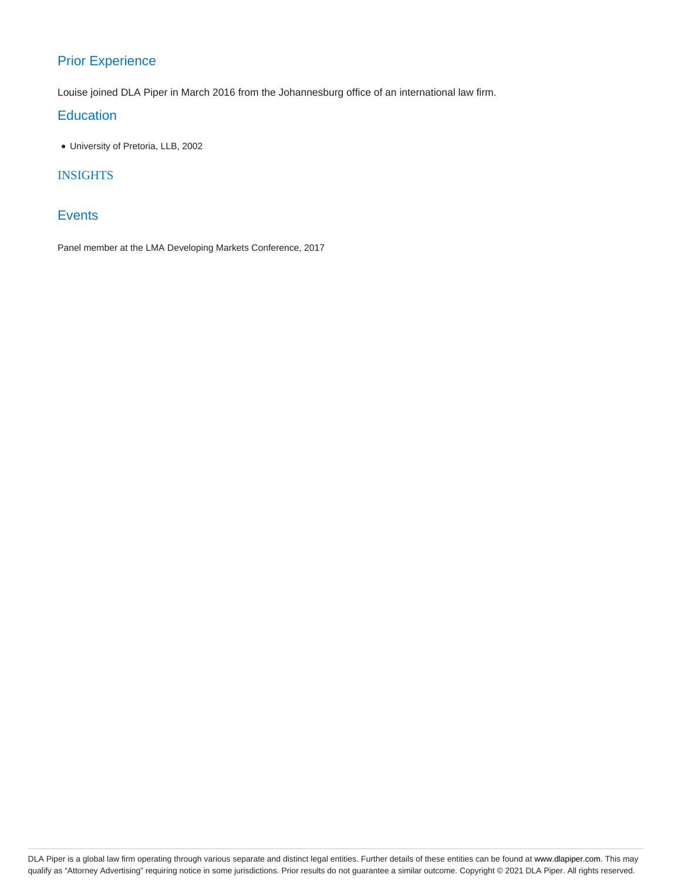## Prior Experience

Louise joined DLA Piper in March 2016 from the Johannesburg office of an international law firm.

## Education

- University of Pretoria, LLB, 2002

## INSIGHTS

## Events

Panel member at the LMA Developing Markets Conference, 2017

DLA Piper is a global law firm operating through various separate and distinct legal entities. Further details of these entities can be found at www.dlapiper.com. This may qualify as "Attorney Advertising" requiring notice in some jurisdictions. Prior results do not guarantee a similar outcome. Copyright © 2021 DLA Piper. All rights reserved.